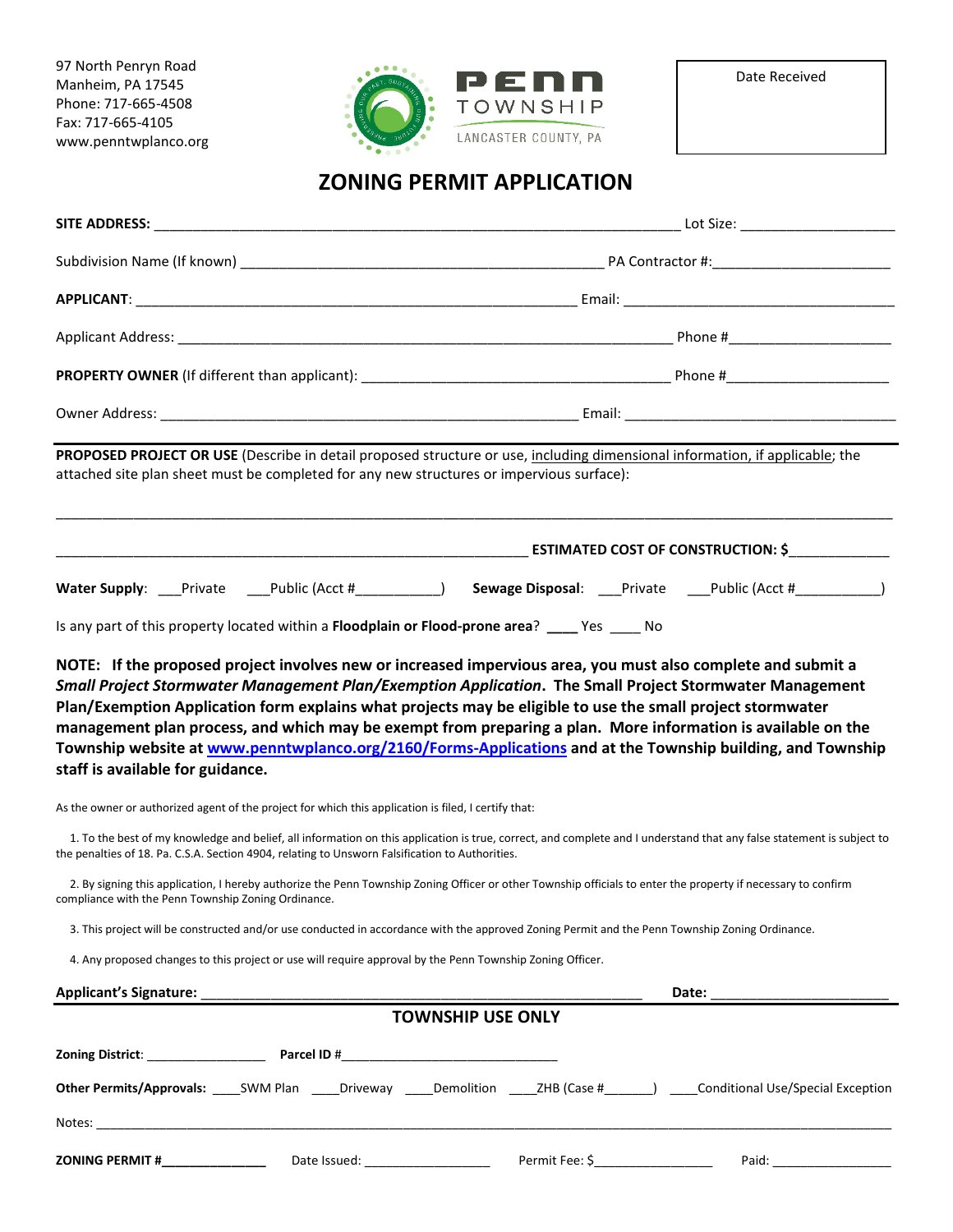97 North Penryn Road
Manheim, PA 17545
Phone: 717-665-4508
Fax: 717-665-4105
www.penntwplanco.org

PENN TOWNSHIP
LANCASTER COUNTY, PA

Date Received

# ZONING PERMIT APPLICATION

**SITE ADDRESS:** ______________________________________________ Lot Size: ____________________

Subdivision Name (If known) ______________________________________________ PA Contractor #: ______________________

**APPLICANT**: ______________________________________________ Email: __________________________________

Applicant Address: ______________________________________________ Phone # ____________________

**PROPERTY OWNER** (If different than applicant): ______________________________________ Phone # ____________________

Owner Address: ______________________________________________ Email: __________________________________

**PROPOSED PROJECT OR USE** (Describe in detail proposed structure or use, including dimensional information, if applicable; the attached site plan sheet must be completed for any new structures or impervious surface):

_____________________________________________________________________________________________

_______________________________________________________ **ESTIMATED COST OF CONSTRUCTION: $**_____________

**Water Supply**: ___Private ___Public (Acct #___________) **Sewage Disposal**: ___Private ___Public (Acct #___________)

Is any part of this property located within a **Floodplain or Flood-prone area**? ____ Yes ____ No

**NOTE: If the proposed project involves new or increased impervious area, you must also complete and submit a *Small Project Stormwater Management Plan/Exemption Application*. The Small Project Stormwater Management Plan/Exemption Application form explains what projects may be eligible to use the small project stormwater management plan process, and which may be exempt from preparing a plan. More information is available on the Township website at www.penntwplanco.org/2160/Forms-Applications and at the Township building, and Township staff is available for guidance.**

As the owner or authorized agent of the project for which this application is filed, I certify that:

1. To the best of my knowledge and belief, all information on this application is true, correct, and complete and I understand that any false statement is subject to the penalties of 18. Pa. C.S.A. Section 4904, relating to Unsworn Falsification to Authorities.

2. By signing this application, I hereby authorize the Penn Township Zoning Officer or other Township officials to enter the property if necessary to confirm compliance with the Penn Township Zoning Ordinance.

3. This project will be constructed and/or use conducted in accordance with the approved Zoning Permit and the Penn Township Zoning Ordinance.

4. Any proposed changes to this project or use will require approval by the Penn Township Zoning Officer.

**Applicant's Signature:** ______________________________________________ **Date:** ______________________

## TOWNSHIP USE ONLY

**Zoning District**: ________________ **Parcel ID #**______________________________

**Other Permits/Approvals:** ____SWM Plan ____Driveway ____Demolition ____ZHB (Case #_______) ____Conditional Use/Special Exception

Notes: _____________________________________________________________________________________________

**ZONING PERMIT #**______________ Date Issued: _________________ Permit Fee: $________________ Paid: ________________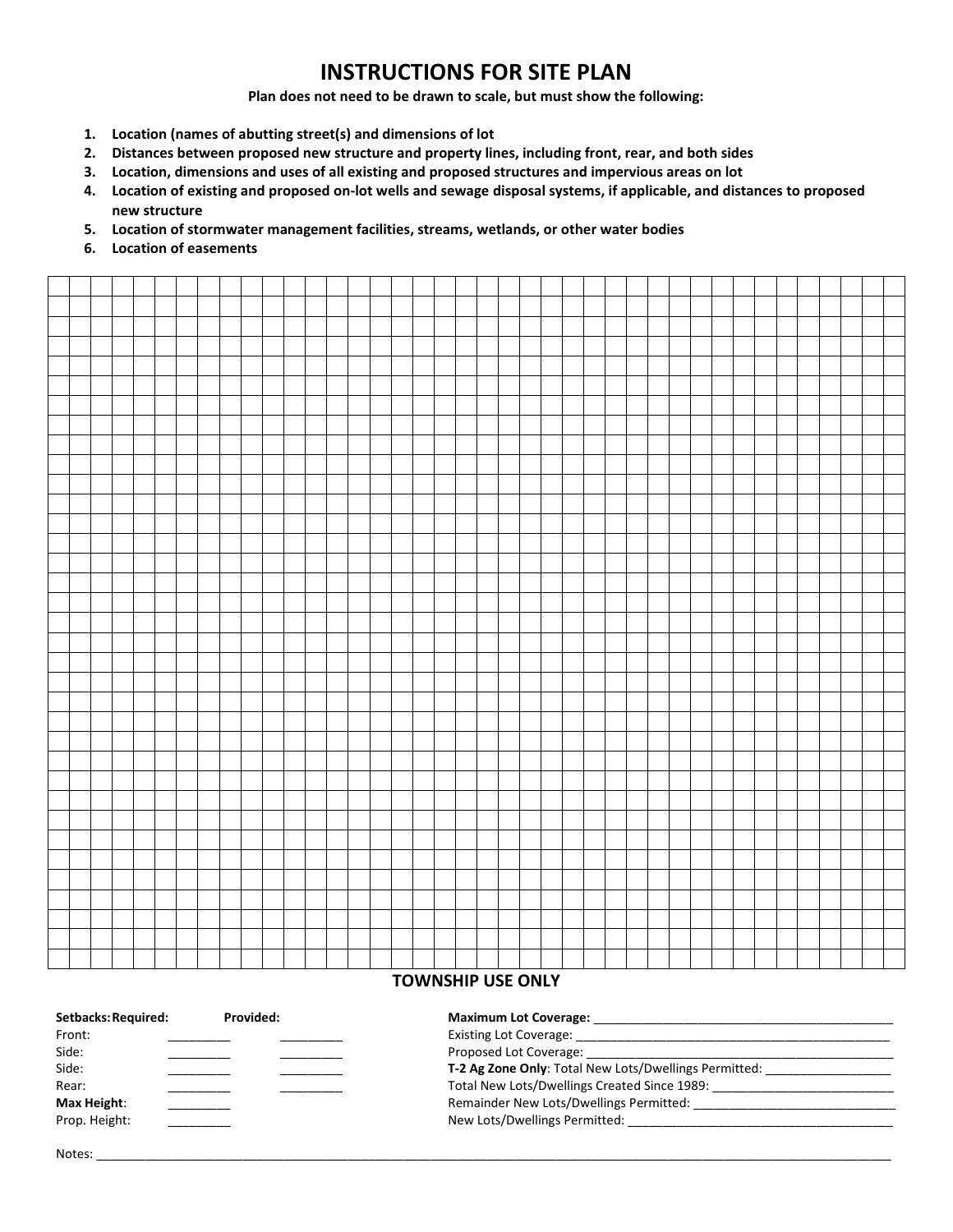# INSTRUCTIONS FOR SITE PLAN

**Plan does not need to be drawn to scale, but must show the following:**

1. **Location (names of abutting street(s) and dimensions of lot**
2. **Distances between proposed new structure and property lines, including front, rear, and both sides**
3. **Location, dimensions and uses of all existing and proposed structures and impervious areas on lot**
4. **Location of existing and proposed on-lot wells and sewage disposal systems, if applicable, and distances to proposed new structure**
5. **Location of stormwater management facilities, streams, wetlands, or other water bodies**
6. **Location of easements**

## TOWNSHIP USE ONLY

| **Setbacks:** | **Required:** | **Provided:** |
|---|---|---|
| Front: | _________ | _________ |
| Side: | _________ | _________ |
| Side: | _________ | _________ |
| Rear: | _________ | _________ |
| **Max Height**: | _________ | |
| Prop. Height: | _________ | |

**Maximum Lot Coverage:** _____________________________________________

Existing Lot Coverage: _______________________________________________

Proposed Lot Coverage: ______________________________________________

**T-2 Ag Zone Only**: Total New Lots/Dwellings Permitted: __________________

Total New Lots/Dwellings Created Since 1989: __________________________

Remainder New Lots/Dwellings Permitted: _____________________________

New Lots/Dwellings Permitted: _______________________________________

Notes: ________________________________________________________________________________________________________________________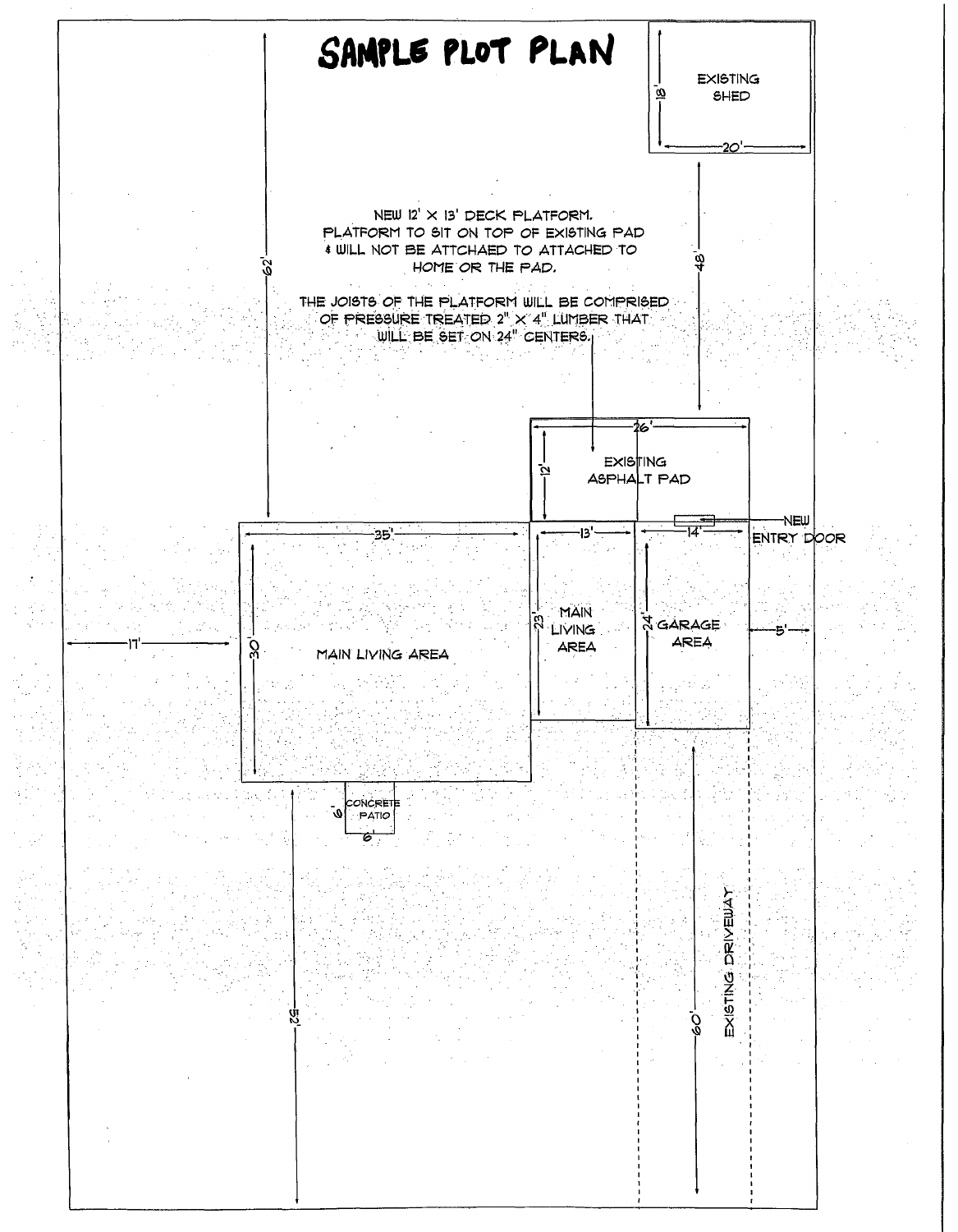# SAMPLE PLOT PLAN

EXISTING SHED

18'

20'

48'

62'

NEW 12' X 13' DECK PLATFORM.
PLATFORM TO SIT ON TOP OF EXISTING PAD
& WILL NOT BE ATTCHAED TO ATTACHED TO
HOME OR THE PAD.

THE JOISTS OF THE PLATFORM WILL BE COMPRISED
OF PRESSURE TREATED 2" X 4" LUMBER THAT
WILL BE SET ON 24" CENTERS.

26'

12'

EXISTING
ASPHALT PAD

NEW
ENTRY DOOR

35'

13'

14'

17'

30'

MAIN LIVING AREA

23'

MAIN
LIVING
AREA

24'

GARAGE
AREA

5'

6'

CONCRETE
PATIO

6'

52'

60'

EXISTING DRIVEWAY